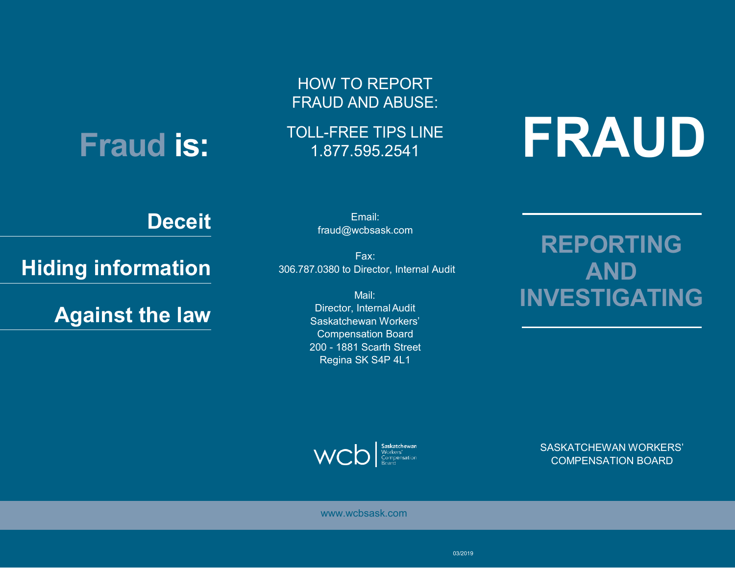# FRAUD

## REPORTING AND INVESTIGATING

SASKATCHEWAN WORKERS' COMPENSATION BOARD

## Fraud is:

**Deceit**

**Hiding information**

**Against the law**

## HOW TO REPORT FRAUD AND ABUSE:

TOLL-FREE TIPS LINE
1.877.595.2541

Email:
fraud@wcbsask.com

Fax:
306.787.0380 to Director, Internal Audit

Mail:
Director, Internal Audit
Saskatchewan Workers' Compensation Board
200 - 1881 Scarth Street
Regina SK S4P 4L1

wcb | Saskatchewan Workers' Compensation Board

www.wcbsask.com

03/2019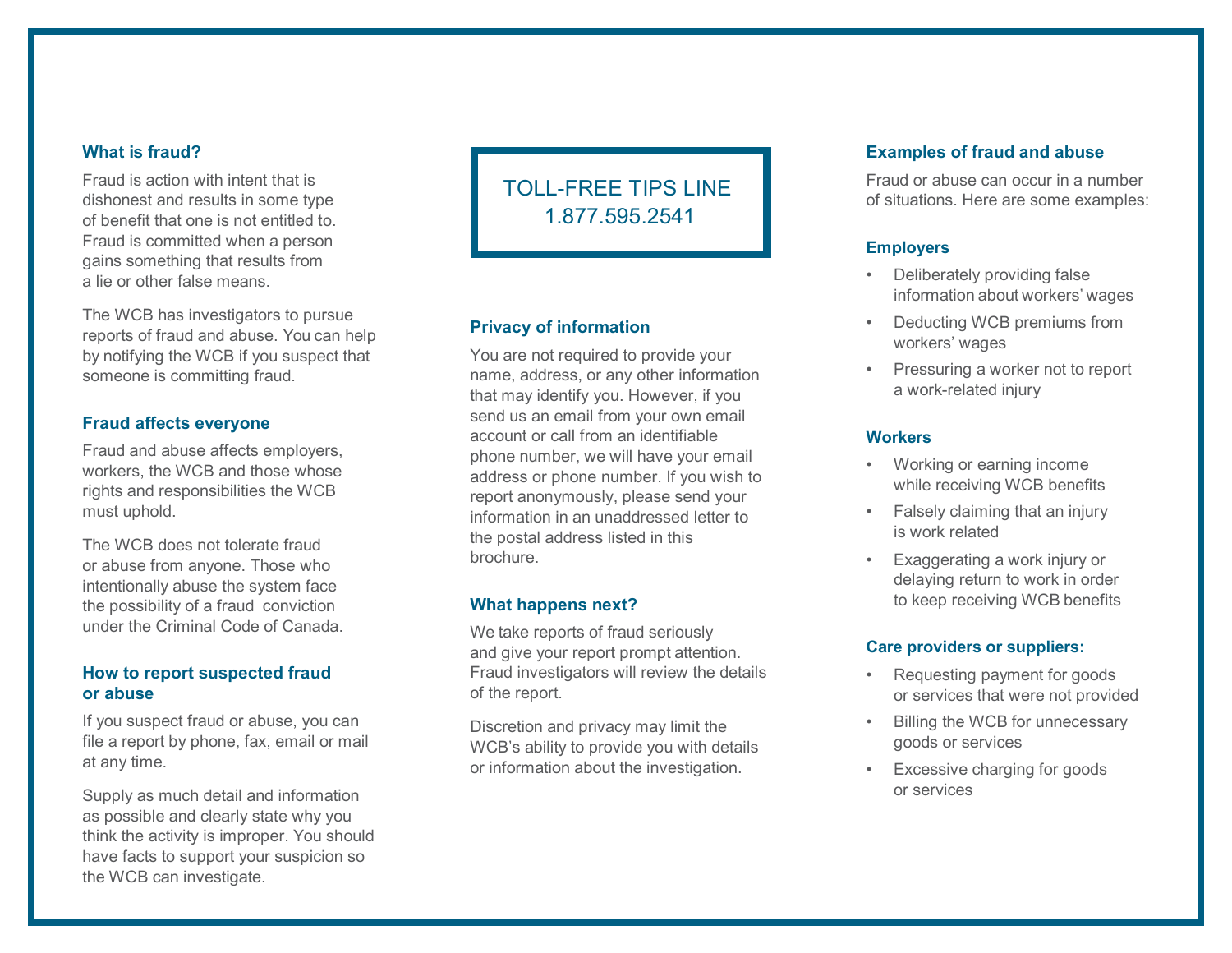## What is fraud?

Fraud is action with intent that is dishonest and results in some type of benefit that one is not entitled to. Fraud is committed when a person gains something that results from a lie or other false means.

The WCB has investigators to pursue reports of fraud and abuse. You can help by notifying the WCB if you suspect that someone is committing fraud.

## Fraud affects everyone

Fraud and abuse affects employers, workers, the WCB and those whose rights and responsibilities the WCB must uphold.

The WCB does not tolerate fraud or abuse from anyone. Those who intentionally abuse the system face the possibility of a fraud conviction under the Criminal Code of Canada.

## How to report suspected fraud or abuse

If you suspect fraud or abuse, you can file a report by phone, fax, email or mail at any time.

Supply as much detail and information as possible and clearly state why you think the activity is improper. You should have facts to support your suspicion so the WCB can investigate.

TOLL-FREE TIPS LINE
1.877.595.2541

## Privacy of information

You are not required to provide your name, address, or any other information that may identify you. However, if you send us an email from your own email account or call from an identifiable phone number, we will have your email address or phone number. If you wish to report anonymously, please send your information in an unaddressed letter to the postal address listed in this brochure.

## What happens next?

We take reports of fraud seriously and give your report prompt attention. Fraud investigators will review the details of the report.

Discretion and privacy may limit the WCB's ability to provide you with details or information about the investigation.

## Examples of fraud and abuse

Fraud or abuse can occur in a number of situations. Here are some examples:

### Employers

- Deliberately providing false information about workers' wages
- Deducting WCB premiums from workers' wages
- Pressuring a worker not to report a work-related injury

### Workers

- Working or earning income while receiving WCB benefits
- Falsely claiming that an injury is work related
- Exaggerating a work injury or delaying return to work in order to keep receiving WCB benefits

### Care providers or suppliers:

- Requesting payment for goods or services that were not provided
- Billing the WCB for unnecessary goods or services
- Excessive charging for goods or services